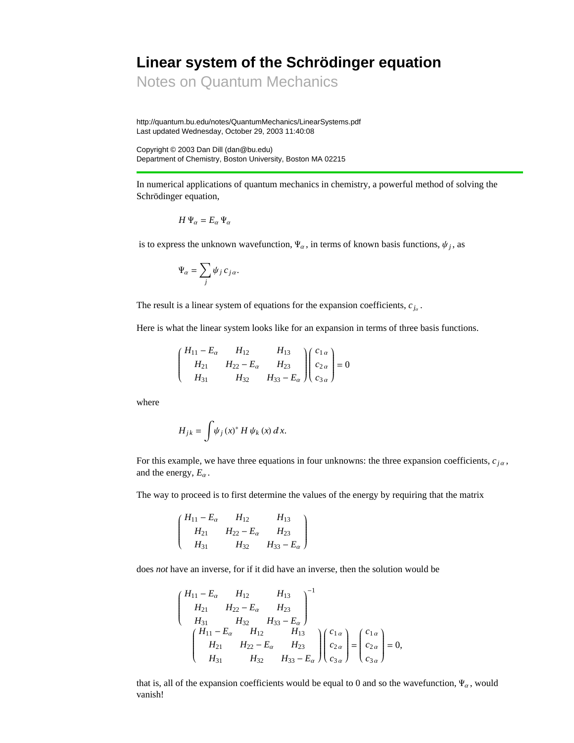# Linear system of the Schrödinger equation

## Notes on Quantum Mechanics

http://quantum.bu.edu/notes/QuantumMechanics/LinearSystems.pdf
Last updated Wednesday, October 29, 2003 11:40:08

Copyright © 2003 Dan Dill (dan@bu.edu)
Department of Chemistry, Boston University, Boston MA 02215

---

In numerical applications of quantum mechanics in chemistry, a powerful method of solving the Schrödinger equation,

$$H\,\Psi_\alpha = E_\alpha\,\Psi_\alpha$$

is to express the unknown wavefunction, $\Psi_\alpha$, in terms of known basis functions, $\psi_j$, as

$$\Psi_\alpha = \sum_j \psi_j\, c_{j\alpha}.$$

The result is a linear system of equations for the expansion coefficients, $c_{j_\alpha}$.

Here is what the linear system looks like for an expansion in terms of three basis functions.

$$\begin{pmatrix} H_{11} - E_\alpha & H_{12} & H_{13} \\ H_{21} & H_{22} - E_\alpha & H_{23} \\ H_{31} & H_{32} & H_{33} - E_\alpha \end{pmatrix} \begin{pmatrix} c_{1\alpha} \\ c_{2\alpha} \\ c_{3\alpha} \end{pmatrix} = 0$$

where

$$H_{jk} = \int \psi_j(x)^*\, H\, \psi_k(x)\, dx.$$

For this example, we have three equations in four unknowns: the three expansion coefficients, $c_{j\alpha}$, and the energy, $E_\alpha$.

The way to proceed is to first determine the values of the energy by requiring that the matrix

$$\begin{pmatrix} H_{11} - E_\alpha & H_{12} & H_{13} \\ H_{21} & H_{22} - E_\alpha & H_{23} \\ H_{31} & H_{32} & H_{33} - E_\alpha \end{pmatrix}$$

does *not* have an inverse, for if it did have an inverse, then the solution would be

$$\begin{pmatrix} H_{11} - E_\alpha & H_{12} & H_{13} \\ H_{21} & H_{22} - E_\alpha & H_{23} \\ H_{31} & H_{32} & H_{33} - E_\alpha \end{pmatrix}^{-1} \begin{pmatrix} H_{11} - E_\alpha & H_{12} & H_{13} \\ H_{21} & H_{22} - E_\alpha & H_{23} \\ H_{31} & H_{32} & H_{33} - E_\alpha \end{pmatrix} \begin{pmatrix} c_{1\alpha} \\ c_{2\alpha} \\ c_{3\alpha} \end{pmatrix} = \begin{pmatrix} c_{1\alpha} \\ c_{2\alpha} \\ c_{3\alpha} \end{pmatrix} = 0,$$

that is, all of the expansion coefficients would be equal to 0 and so the wavefunction, $\Psi_\alpha$, would vanish!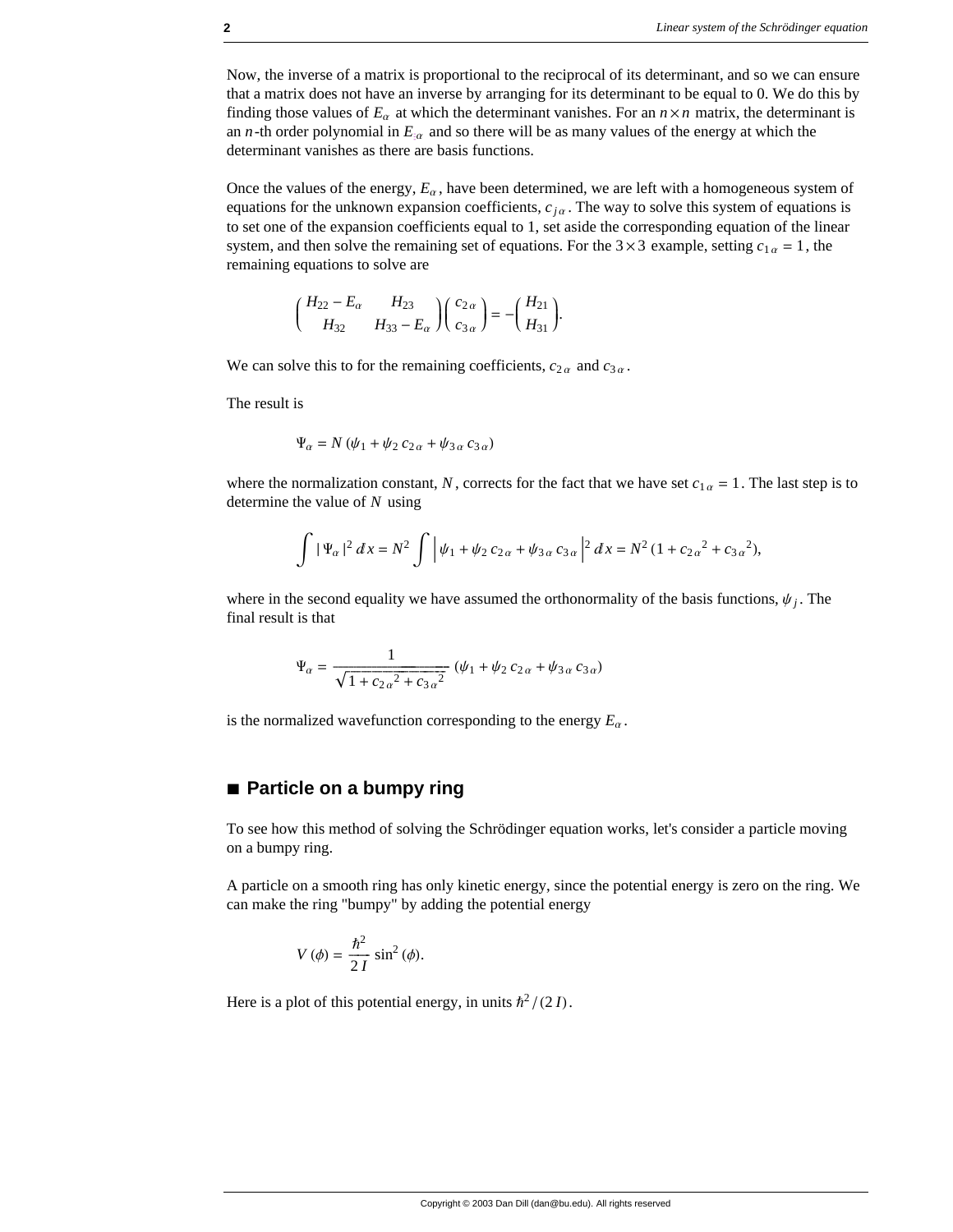Now, the inverse of a matrix is proportional to the reciprocal of its determinant, and so we can ensure that a matrix does not have an inverse by arranging for its determinant to be equal to 0. We do this by finding those values of $E_\alpha$ at which the determinant vanishes. For an $n \times n$ matrix, the determinant is an $n$-th order polynomial in $E_\alpha$ and so there will be as many values of the energy at which the determinant vanishes as there are basis functions.

Once the values of the energy, $E_\alpha$, have been determined, we are left with a homogeneous system of equations for the unknown expansion coefficients, $c_{j\alpha}$. The way to solve this system of equations is to set one of the expansion coefficients equal to 1, set aside the corresponding equation of the linear system, and then solve the remaining set of equations. For the $3 \times 3$ example, setting $c_{1\alpha} = 1$, the remaining equations to solve are

$$\begin{pmatrix} H_{22} - E_\alpha & H_{23} \\ H_{32} & H_{33} - E_\alpha \end{pmatrix} \begin{pmatrix} c_{2\alpha} \\ c_{3\alpha} \end{pmatrix} = -\begin{pmatrix} H_{21} \\ H_{31} \end{pmatrix}.$$

We can solve this to for the remaining coefficients, $c_{2\alpha}$ and $c_{3\alpha}$.

The result is

$$\Psi_\alpha = N\,(\psi_1 + \psi_2\, c_{2\alpha} + \psi_{3\alpha}\, c_{3\alpha})$$

where the normalization constant, $N$, corrects for the fact that we have set $c_{1\alpha} = 1$. The last step is to determine the value of $N$ using

$$\int |\Psi_\alpha|^2\, dx = N^2 \int \left|\psi_1 + \psi_2\, c_{2\alpha} + \psi_{3\alpha}\, c_{3\alpha}\right|^2 dx = N^2\,(1 + {c_{2\alpha}}^2 + {c_{3\alpha}}^2),$$

where in the second equality we have assumed the orthonormality of the basis functions, $\psi_j$. The final result is that

$$\Psi_\alpha = \frac{1}{\sqrt{1 + {c_{2\alpha}}^2 + {c_{3\alpha}}^2}}\,(\psi_1 + \psi_2\, c_{2\alpha} + \psi_{3\alpha}\, c_{3\alpha})$$

is the normalized wavefunction corresponding to the energy $E_\alpha$.

## ■ Particle on a bumpy ring

To see how this method of solving the Schrödinger equation works, let's consider a particle moving on a bumpy ring.

A particle on a smooth ring has only kinetic energy, since the potential energy is zero on the ring. We can make the ring "bumpy" by adding the potential energy

$$V(\phi) = \frac{\hbar^2}{2I}\sin^2(\phi).$$

Here is a plot of this potential energy, in units $\hbar^2/(2I)$.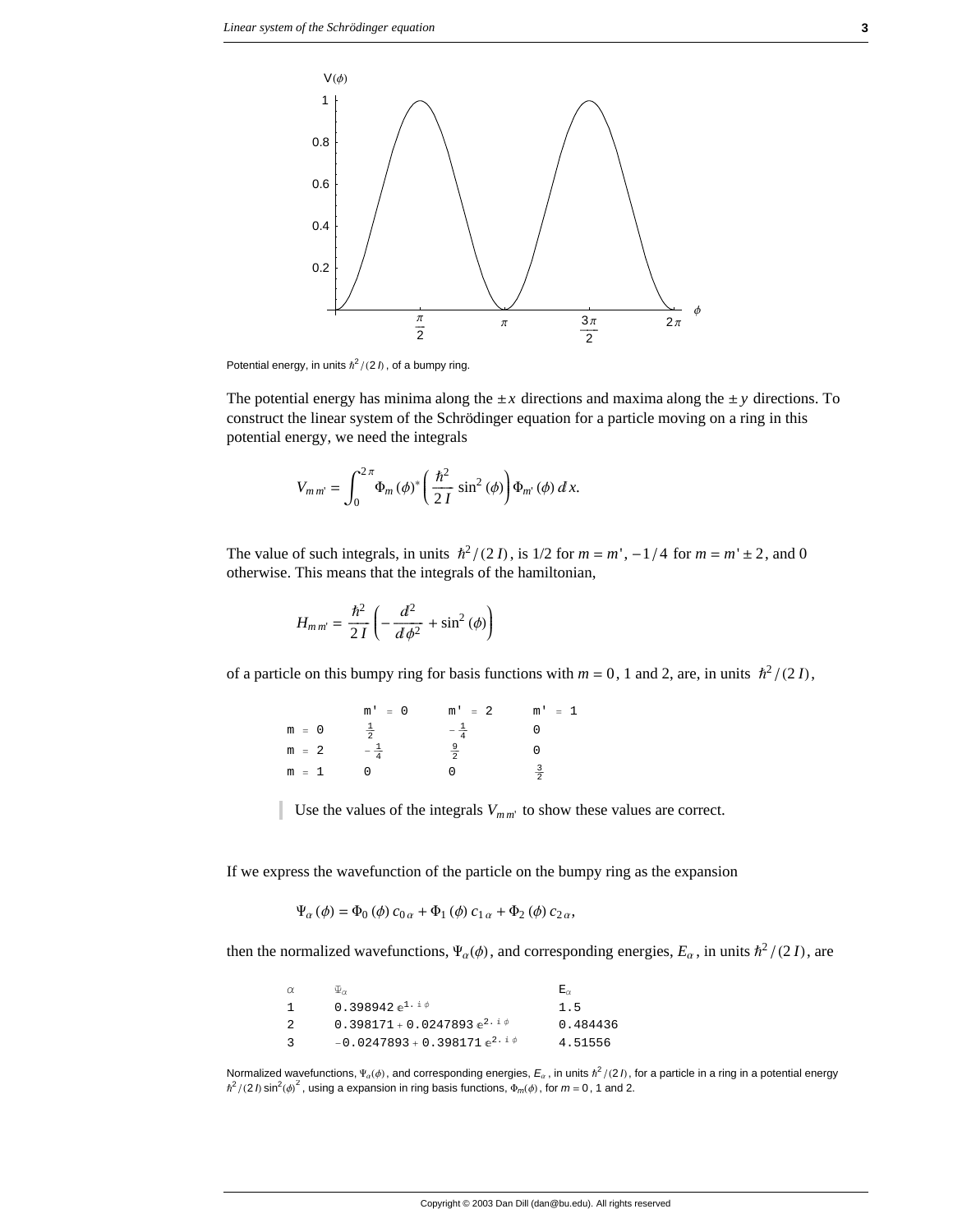V(ϕ)

1

0.8

0.6

0.4

0.2

$\frac{\pi}{2}$ π $\frac{3\pi}{2}$ 2π ϕ

Potential energy, in units $\hbar^2/(2I)$, of a bumpy ring.

The potential energy has minima along the $\pm x$ directions and maxima along the $\pm y$ directions. To construct the linear system of the Schrödinger equation for a particle moving on a ring in this potential energy, we need the integrals

$$V_{m\,m'} = \int_0^{2\pi} \Phi_m(\phi)^* \left( \frac{\hbar^2}{2I} \sin^2(\phi) \right) \Phi_{m'}(\phi)\, dx.$$

The value of such integrals, in units $\hbar^2/(2I)$, is 1/2 for $m = m'$, $-1/4$ for $m = m' \pm 2$, and 0 otherwise. This means that the integrals of the hamiltonian,

$$H_{m\,m'} = \frac{\hbar^2}{2I}\left(-\frac{d^2}{d\phi^2} + \sin^2(\phi)\right)$$

of a particle on this bumpy ring for basis functions with $m = 0$, 1 and 2, are, in units $\hbar^2/(2I)$,

| | m' = 0 | m' = 2 | m' = 1 |
|---|---|---|---|
| m = 0 | $\frac{1}{2}$ | $-\frac{1}{4}$ | 0 |
| m = 2 | $-\frac{1}{4}$ | $\frac{9}{2}$ | 0 |
| m = 1 | 0 | 0 | $\frac{3}{2}$ |

> Use the values of the integrals $V_{m\,m'}$ to show these values are correct.

If we express the wavefunction of the particle on the bumpy ring as the expansion

$$\Psi_\alpha(\phi) = \Phi_0(\phi)\, c_{0\,\alpha} + \Phi_1(\phi)\, c_{1\,\alpha} + \Phi_2(\phi)\, c_{2\,\alpha},$$

then the normalized wavefunctions, $\Psi_\alpha(\phi)$, and corresponding energies, $E_\alpha$, in units $\hbar^2/(2I)$, are

| $\alpha$ | $\Psi_\alpha$ | $E_\alpha$ |
|---|---|---|
| 1 | $0.398942\, e^{1.\, i\, \phi}$ | 1.5 |
| 2 | $0.398171 + 0.0247893\, e^{2.\, i\, \phi}$ | 0.484436 |
| 3 | $-0.0247893 + 0.398171\, e^{2.\, i\, \phi}$ | 4.51556 |

Normalized wavefunctions, $\Psi_\alpha(\phi)$, and corresponding energies, $E_\alpha$, in units $\hbar^2/(2I)$, for a particle in a ring in a potential energy $\hbar^2/(2I)\sin^2(\phi)^2$, using a expansion in ring basis functions, $\Phi_m(\phi)$, for $m = 0$, 1 and 2.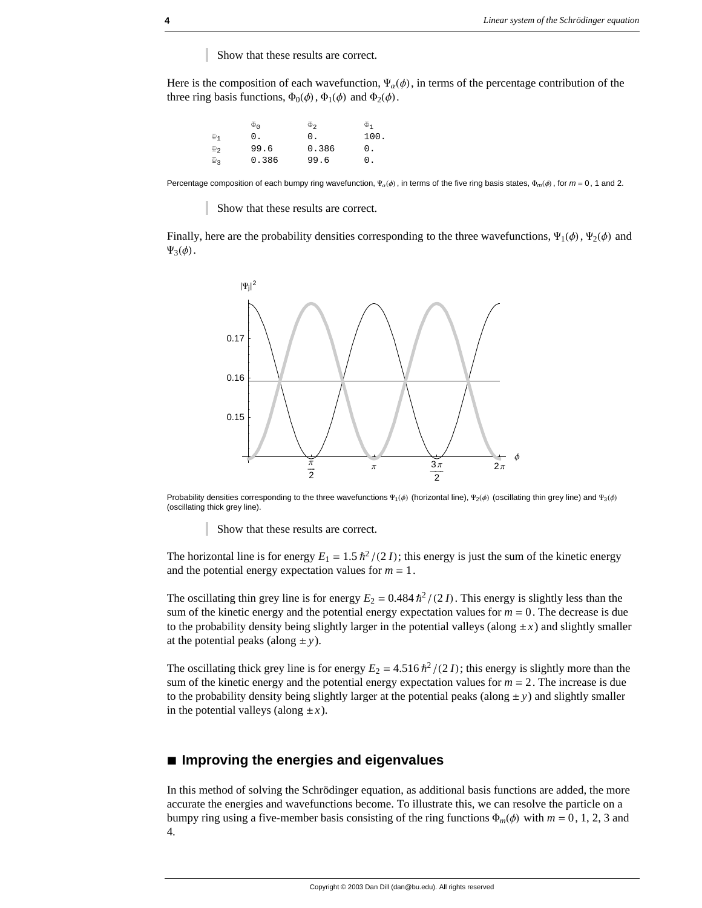> Show that these results are correct.

Here is the composition of each wavefunction, $\Psi_\alpha(\phi)$, in terms of the percentage contribution of the three ring basis functions, $\Phi_0(\phi)$, $\Phi_1(\phi)$ and $\Phi_2(\phi)$.

| | $\Phi_0$ | $\Phi_2$ | $\Phi_1$ |
|---|---|---|---|
| $\Psi_1$ | 0. | 0. | 100. |
| $\Psi_2$ | 99.6 | 0.386 | 0. |
| $\Psi_3$ | 0.386 | 99.6 | 0. |

Percentage composition of each bumpy ring wavefunction, $\Psi_\alpha(\phi)$, in terms of the five ring basis states, $\Phi_m(\phi)$, for $m = 0$, 1 and 2.

> Show that these results are correct.

Finally, here are the probability densities corresponding to the three wavefunctions, $\Psi_1(\phi)$, $\Psi_2(\phi)$ and $\Psi_3(\phi)$.

$|\Psi_j|^2$

0.17

0.16

0.15

$\phi$

$\frac{\pi}{2}$ $\pi$ $\frac{3\pi}{2}$ $2\pi$

Probability densities corresponding to the three wavefunctions $\Psi_1(\phi)$ (horizontal line), $\Psi_2(\phi)$ (oscillating thin grey line) and $\Psi_3(\phi)$ (oscillating thick grey line).

> Show that these results are correct.

The horizontal line is for energy $E_1 = 1.5\,\hbar^2/(2\,I)$; this energy is just the sum of the kinetic energy and the potential energy expectation values for $m = 1$.

The oscillating thin grey line is for energy $E_2 = 0.484\,\hbar^2/(2\,I)$. This energy is slightly less than the sum of the kinetic energy and the potential energy expectation values for $m = 0$. The decrease is due to the probability density being slightly larger in the potential valleys (along $\pm x$) and slightly smaller at the potential peaks (along $\pm y$).

The oscillating thick grey line is for energy $E_2 = 4.516\,\hbar^2/(2\,I)$; this energy is slightly more than the sum of the kinetic energy and the potential energy expectation values for $m = 2$. The increase is due to the probability density being slightly larger at the potential peaks (along $\pm y$) and slightly smaller in the potential valleys (along $\pm x$).

## ■ Improving the energies and eigenvalues

In this method of solving the Schrödinger equation, as additional basis functions are added, the more accurate the energies and wavefunctions become. To illustrate this, we can resolve the particle on a bumpy ring using a five-member basis consisting of the ring functions $\Phi_m(\phi)$ with $m = 0$, 1, 2, 3 and 4.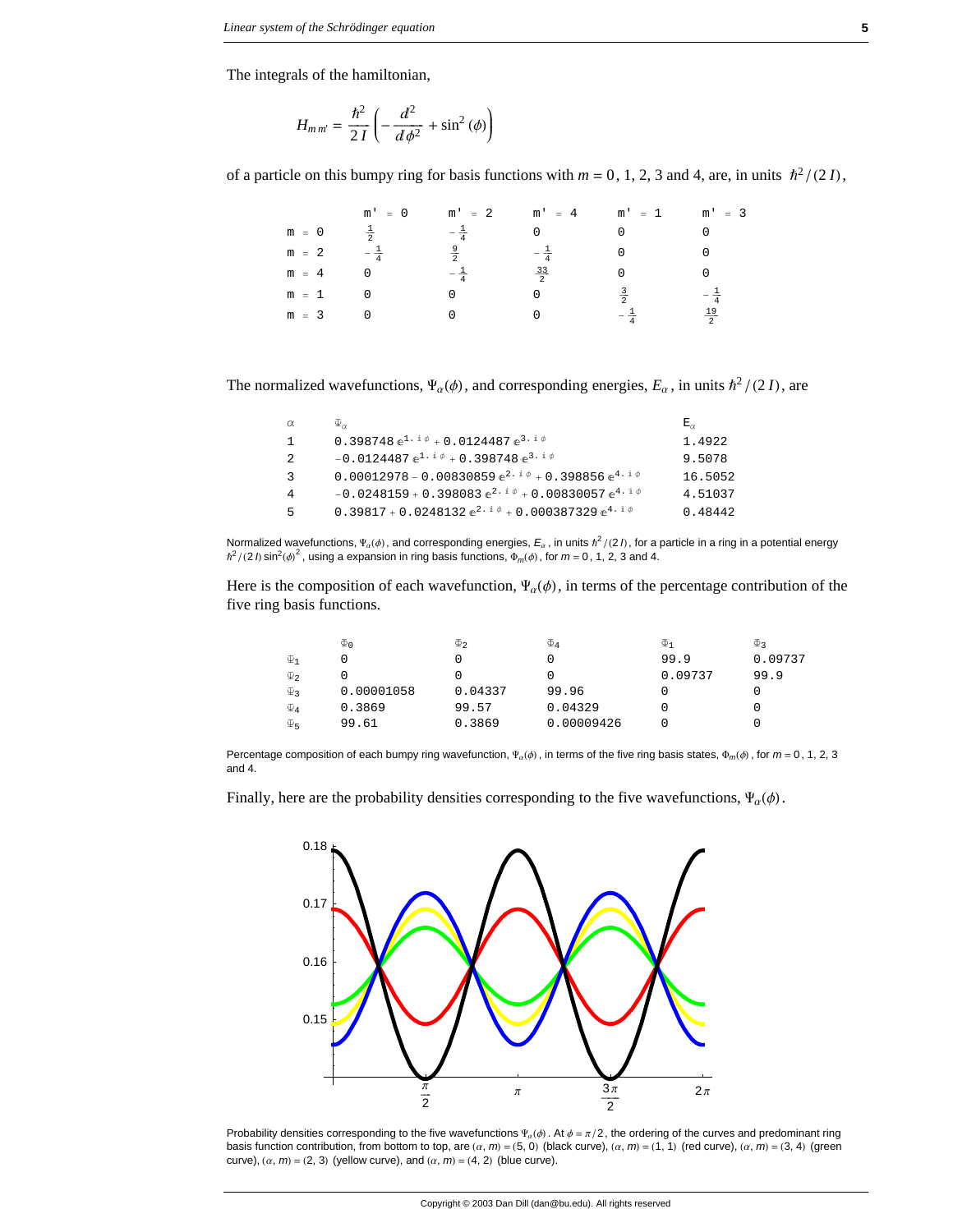The integrals of the hamiltonian,

$$H_{m\,m'} = \frac{\hbar^2}{2\,I}\left(-\frac{d^2}{d\phi^2} + \sin^2(\phi)\right)$$

of a particle on this bumpy ring for basis functions with $m = 0, 1, 2, 3$ and 4, are, in units $\hbar^2/(2\,I)$,

| | m' = 0 | m' = 2 | m' = 4 | m' = 1 | m' = 3 |
|---|---|---|---|---|---|
| m = 0 | $\frac{1}{2}$ | $-\frac{1}{4}$ | 0 | 0 | 0 |
| m = 2 | $-\frac{1}{4}$ | $\frac{9}{2}$ | $-\frac{1}{4}$ | 0 | 0 |
| m = 4 | 0 | $-\frac{1}{4}$ | $\frac{33}{2}$ | 0 | 0 |
| m = 1 | 0 | 0 | 0 | $\frac{3}{2}$ | $-\frac{1}{4}$ |
| m = 3 | 0 | 0 | 0 | $-\frac{1}{4}$ | $\frac{19}{2}$ |

The normalized wavefunctions, $\Psi_\alpha(\phi)$, and corresponding energies, $E_\alpha$, in units $\hbar^2/(2\,I)$, are

| $\alpha$ | $\Psi_\alpha$ | $E_\alpha$ |
|---|---|---|
| 1 | $0.398748\, e^{1.\, i\,\phi} + 0.0124487\, e^{3.\, i\,\phi}$ | 1.4922 |
| 2 | $-0.0124487\, e^{1.\, i\,\phi} + 0.398748\, e^{3.\, i\,\phi}$ | 9.5078 |
| 3 | $0.00012978 - 0.00830859\, e^{2.\, i\,\phi} + 0.398856\, e^{4.\, i\,\phi}$ | 16.5052 |
| 4 | $-0.0248159 + 0.398083\, e^{2.\, i\,\phi} + 0.00830057\, e^{4.\, i\,\phi}$ | 4.51037 |
| 5 | $0.39817 + 0.0248132\, e^{2.\, i\,\phi} + 0.000387329\, e^{4.\, i\,\phi}$ | 0.48442 |

Normalized wavefunctions, $\Psi_\alpha(\phi)$, and corresponding energies, $E_\alpha$, in units $\hbar^2/(2\,I)$, for a particle in a ring in a potential energy $\hbar^2/(2\,I)\sin^2(\phi)^2$, using a expansion in ring basis functions, $\Phi_m(\phi)$, for $m = 0, 1, 2, 3$ and 4.

Here is the composition of each wavefunction, $\Psi_\alpha(\phi)$, in terms of the percentage contribution of the five ring basis functions.

| | $\Phi_0$ | $\Phi_2$ | $\Phi_4$ | $\Phi_1$ | $\Phi_3$ |
|---|---|---|---|---|---|
| $\Psi_1$ | 0 | 0 | 0 | 99.9 | 0.09737 |
| $\Psi_2$ | 0 | 0 | 0 | 0.09737 | 99.9 |
| $\Psi_3$ | 0.00001058 | 0.04337 | 99.96 | 0 | 0 |
| $\Psi_4$ | 0.3869 | 99.57 | 0.04329 | 0 | 0 |
| $\Psi_5$ | 99.61 | 0.3869 | 0.00009426 | 0 | 0 |

Percentage composition of each bumpy ring wavefunction, $\Psi_\alpha(\phi)$, in terms of the five ring basis states, $\Phi_m(\phi)$, for $m = 0, 1, 2, 3$ and 4.

Finally, here are the probability densities corresponding to the five wavefunctions, $\Psi_\alpha(\phi)$.

0.18
0.17
0.16
0.15
$\frac{\pi}{2}$ $\pi$ $\frac{3\pi}{2}$ $2\pi$

Probability densities corresponding to the five wavefunctions $\Psi_\alpha(\phi)$. At $\phi = \pi/2$, the ordering of the curves and predominant ring basis function contribution, from bottom to top, are $(\alpha, m) = (5, 0)$ (black curve), $(\alpha, m) = (1, 1)$ (red curve), $(\alpha, m) = (3, 4)$ (green curve), $(\alpha, m) = (2, 3)$ (yellow curve), and $(\alpha, m) = (4, 2)$ (blue curve).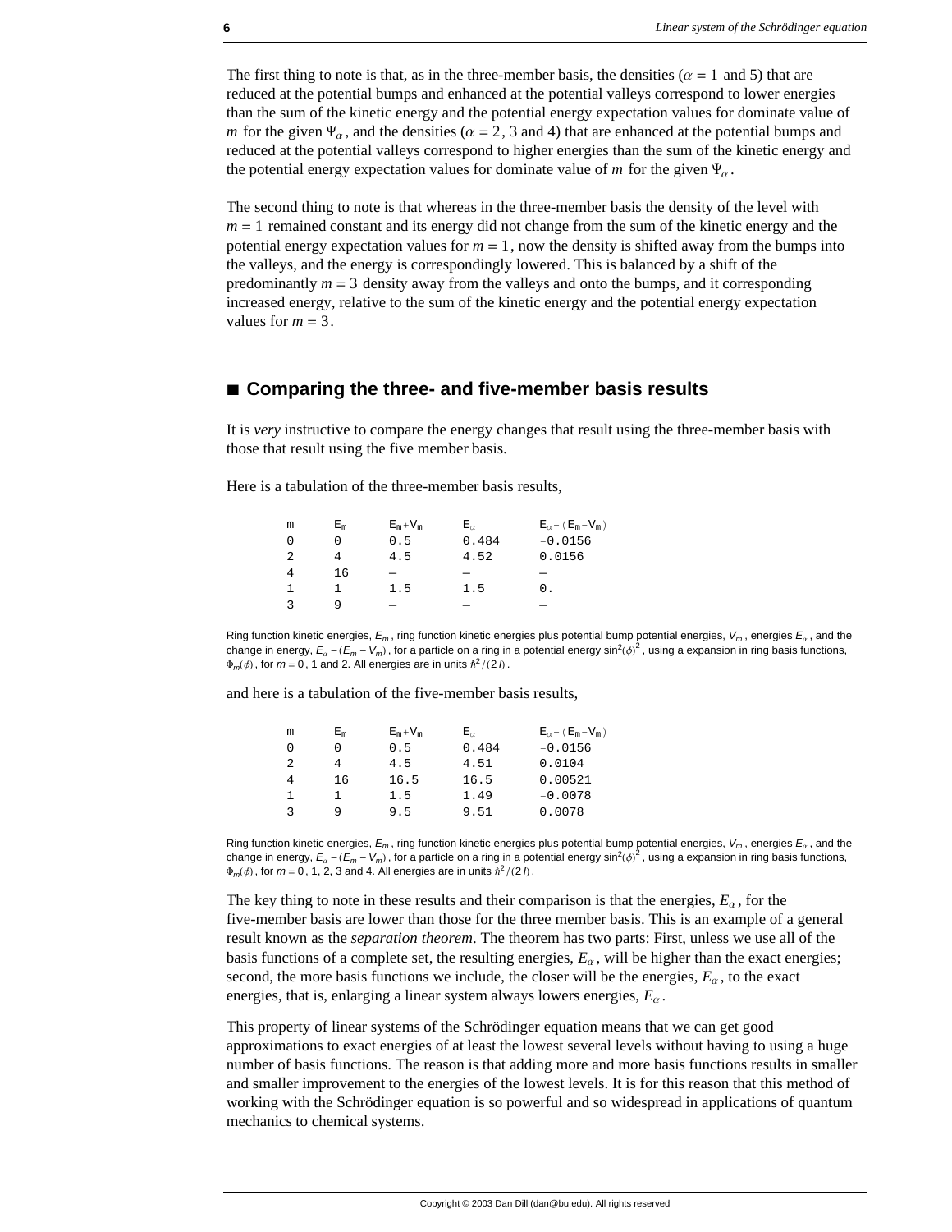The first thing to note is that, as in the three-member basis, the densities ($\alpha = 1$ and 5) that are reduced at the potential bumps and enhanced at the potential valleys correspond to lower energies than the sum of the kinetic energy and the potential energy expectation values for dominate value of $m$ for the given $\Psi_\alpha$, and the densities ($\alpha = 2$, 3 and 4) that are enhanced at the potential bumps and reduced at the potential valleys correspond to higher energies than the sum of the kinetic energy and the potential energy expectation values for dominate value of $m$ for the given $\Psi_\alpha$.

The second thing to note is that whereas in the three-member basis the density of the level with $m = 1$ remained constant and its energy did not change from the sum of the kinetic energy and the potential energy expectation values for $m = 1$, now the density is shifted away from the bumps into the valleys, and the energy is correspondingly lowered. This is balanced by a shift of the predominantly $m = 3$ density away from the valleys and onto the bumps, and it corresponding increased energy, relative to the sum of the kinetic energy and the potential energy expectation values for $m = 3$.

## ■ Comparing the three- and five-member basis results

It is *very* instructive to compare the energy changes that result using the three-member basis with those that result using the five member basis.

Here is a tabulation of the three-member basis results,

| m | $E_m$ | $E_m + V_m$ | $E_\alpha$ | $E_\alpha - (E_m - V_m)$ |
|---|---|---|---|---|
| 0 | 0 | 0.5 | 0.484 | −0.0156 |
| 2 | 4 | 4.5 | 4.52 | 0.0156 |
| 4 | 16 | — | — | — |
| 1 | 1 | 1.5 | 1.5 | 0. |
| 3 | 9 | — | — | — |

Ring function kinetic energies, $E_m$, ring function kinetic energies plus potential bump potential energies, $V_m$, energies $E_\alpha$, and the change in energy, $E_\alpha - (E_m - V_m)$, for a particle on a ring in a potential energy $\sin^2(\phi)^2$, using a expansion in ring basis functions, $\Phi_m(\phi)$, for $m = 0$, 1 and 2. All energies are in units $\hbar^2/(2I)$.

and here is a tabulation of the five-member basis results,

| m | $E_m$ | $E_m + V_m$ | $E_\alpha$ | $E_\alpha - (E_m - V_m)$ |
|---|---|---|---|---|
| 0 | 0 | 0.5 | 0.484 | −0.0156 |
| 2 | 4 | 4.5 | 4.51 | 0.0104 |
| 4 | 16 | 16.5 | 16.5 | 0.00521 |
| 1 | 1 | 1.5 | 1.49 | −0.0078 |
| 3 | 9 | 9.5 | 9.51 | 0.0078 |

Ring function kinetic energies, $E_m$, ring function kinetic energies plus potential bump potential energies, $V_m$, energies $E_\alpha$, and the change in energy, $E_\alpha - (E_m - V_m)$, for a particle on a ring in a potential energy $\sin^2(\phi)^2$, using a expansion in ring basis functions, $\Phi_m(\phi)$, for $m = 0$, 1, 2, 3 and 4. All energies are in units $\hbar^2/(2I)$.

The key thing to note in these results and their comparison is that the energies, $E_\alpha$, for the five-member basis are lower than those for the three member basis. This is an example of a general result known as the *separation theorem*. The theorem has two parts: First, unless we use all of the basis functions of a complete set, the resulting energies, $E_\alpha$, will be higher than the exact energies; second, the more basis functions we include, the closer will be the energies, $E_\alpha$, to the exact energies, that is, enlarging a linear system always lowers energies, $E_\alpha$.

This property of linear systems of the Schrödinger equation means that we can get good approximations to exact energies of at least the lowest several levels without having to using a huge number of basis functions. The reason is that adding more and more basis functions results in smaller and smaller improvement to the energies of the lowest levels. It is for this reason that this method of working with the Schrödinger equation is so powerful and so widespread in applications of quantum mechanics to chemical systems.